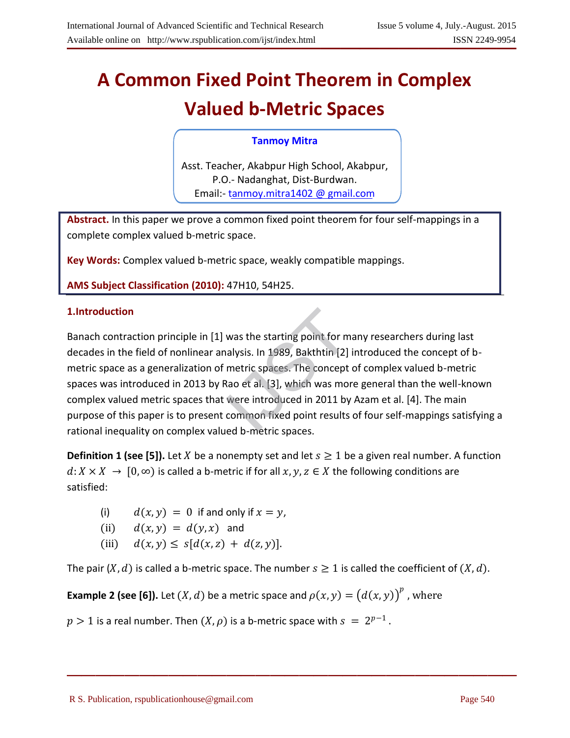# A Common Fixed Point Theorem in Complex Valued b-Metric Spaces

**Tanmoy Mitra**

Asst. Teacher, Akabpur High School, Akabpur, P.O.- Nadanghat, Dist-Burdwan.
Email:- tanmoy.mitra1402 @ gmail.com

**Abstract.** In this paper we prove a common fixed point theorem for four self-mappings in a complete complex valued b-metric space.

**Key Words:** Complex valued b-metric space, weakly compatible mappings.

**AMS Subject Classification (2010):** 47H10, 54H25.

## 1.Introduction

Banach contraction principle in [1] was the starting point for many researchers during last decades in the field of nonlinear analysis. In 1989, Bakthtin [2] introduced the concept of b-metric space as a generalization of metric spaces. The concept of complex valued b-metric spaces was introduced in 2013 by Rao et al. [3], which was more general than the well-known complex valued metric spaces that were introduced in 2011 by Azam et al. [4]. The main purpose of this paper is to present common fixed point results of four self-mappings satisfying a rational inequality on complex valued b-metric spaces.

**Definition 1 (see [5]).** Let $X$ be a nonempty set and let $s \geq 1$ be a given real number. A function $d: X \times X \to [0, \infty)$ is called a b-metric if for all $x, y, z \in X$ the following conditions are satisfied:

(i) $d(x, y) = 0$ if and only if $x = y$,
(ii) $d(x, y) = d(y, x)$ and
(iii) $d(x, y) \leq s[d(x, z) + d(z, y)]$.

The pair $(X, d)$ is called a b-metric space. The number $s \geq 1$ is called the coefficient of $(X, d)$.

**Example 2 (see [6]).** Let $(X, d)$ be a metric space and $\rho(x, y) = (d(x, y))^p$, where $p > 1$ is a real number. Then $(X, \rho)$ is a b-metric space with $s = 2^{p-1}$.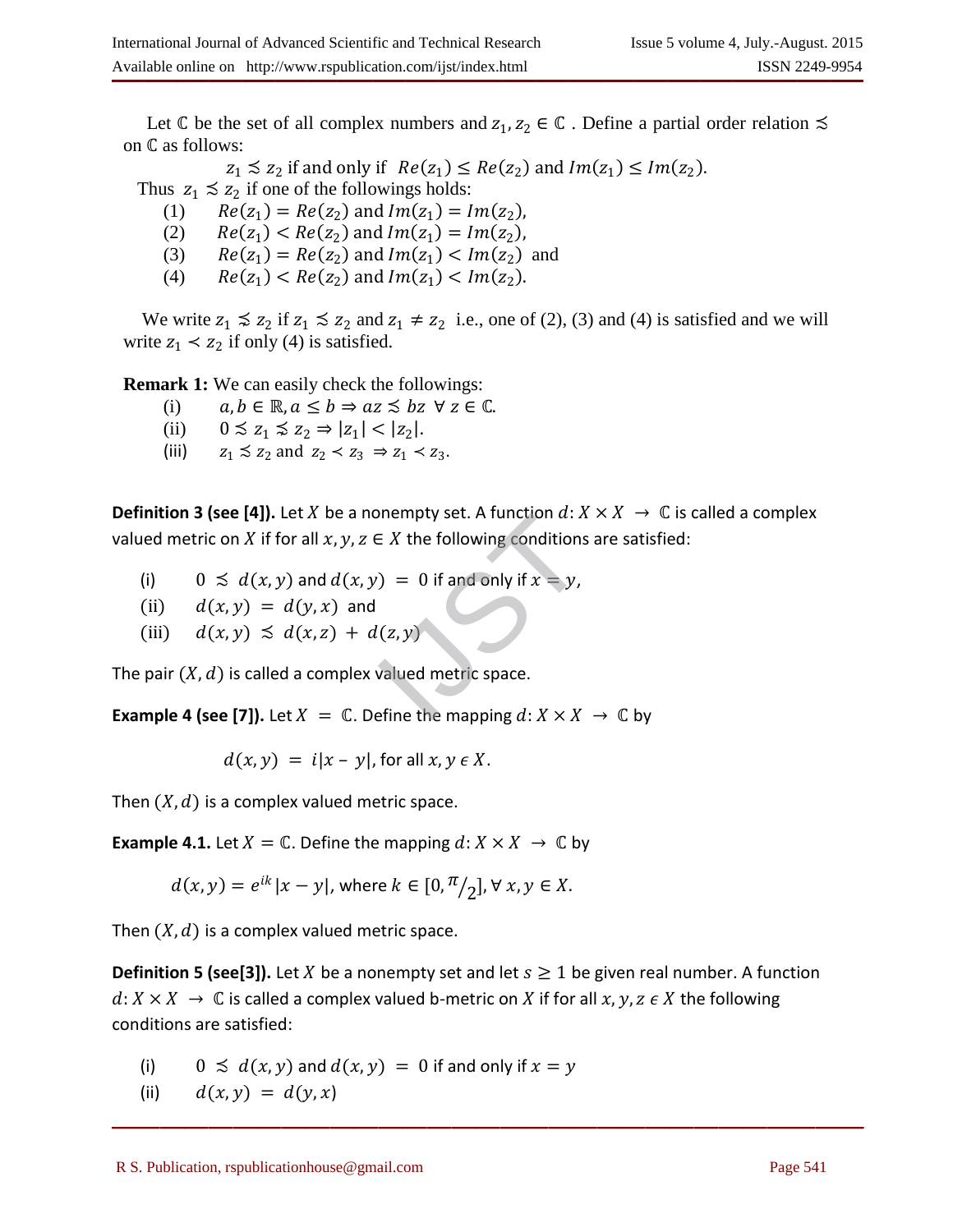Let $\mathbb{C}$ be the set of all complex numbers and $z_1, z_2 \in \mathbb{C}$ . Define a partial order relation $\precsim$ on $\mathbb{C}$ as follows:

$$z_1 \precsim z_2 \text{ if and only if } Re(z_1) \le Re(z_2) \text{ and } Im(z_1) \le Im(z_2).$$

Thus $z_1 \precsim z_2$ if one of the followings holds:

(1) $Re(z_1) = Re(z_2)$ and $Im(z_1) = Im(z_2)$,

(2) $Re(z_1) < Re(z_2)$ and $Im(z_1) = Im(z_2)$,

(3) $Re(z_1) = Re(z_2)$ and $Im(z_1) < Im(z_2)$ and

(4) $Re(z_1) < Re(z_2)$ and $Im(z_1) < Im(z_2)$.

We write $z_1 \precnsim z_2$ if $z_1 \precsim z_2$ and $z_1 \neq z_2$ i.e., one of (2), (3) and (4) is satisfied and we will write $z_1 \prec z_2$ if only (4) is satisfied.

**Remark 1:** We can easily check the followings:

(i) $a, b \in \mathbb{R}, a \le b \Rightarrow az \precsim bz \ \forall z \in \mathbb{C}$.

(ii) $0 \precsim z_1 \precnsim z_2 \Rightarrow |z_1| < |z_2|$.

(iii) $z_1 \precsim z_2$ and $z_2 \prec z_3 \Rightarrow z_1 \prec z_3$.

**Definition 3 (see [4]).** Let $X$ be a nonempty set. A function $d: X \times X \rightarrow \mathbb{C}$ is called a complex valued metric on $X$ if for all $x, y, z \in X$ the following conditions are satisfied:

(i) $0 \precsim d(x, y)$ and $d(x, y) = 0$ if and only if $x = y$,

(ii) $d(x, y) = d(y, x)$ and

(iii) $d(x, y) \precsim d(x, z) + d(z, y)$

The pair $(X, d)$ is called a complex valued metric space.

**Example 4 (see [7]).** Let $X = \mathbb{C}$. Define the mapping $d: X \times X \rightarrow \mathbb{C}$ by

$$d(x, y) = i|x - y|, \text{ for all } x, y \in X.$$

Then $(X, d)$ is a complex valued metric space.

**Example 4.1.** Let $X = \mathbb{C}$. Define the mapping $d: X \times X \rightarrow \mathbb{C}$ by

$$d(x, y) = e^{ik}|x - y|, \text{ where } k \in [0, \pi/2], \forall x, y \in X.$$

Then $(X, d)$ is a complex valued metric space.

**Definition 5 (see[3]).** Let $X$ be a nonempty set and let $s \ge 1$ be given real number. A function $d: X \times X \rightarrow \mathbb{C}$ is called a complex valued b-metric on $X$ if for all $x, y, z \in X$ the following conditions are satisfied:

(i) $0 \precsim d(x, y)$ and $d(x, y) = 0$ if and only if $x = y$

(ii) $d(x, y) = d(y, x)$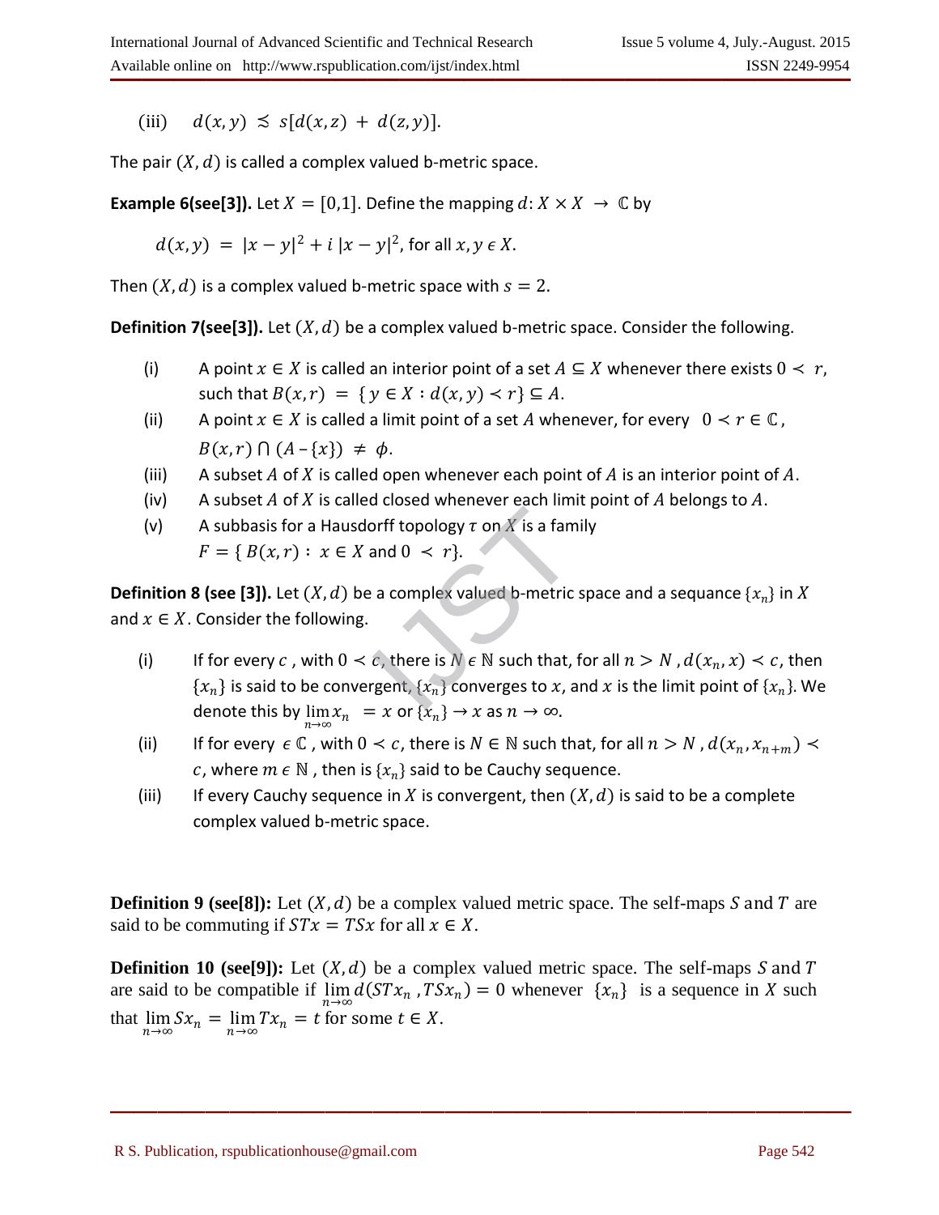(iii) $d(x,y) \precsim s[d(x,z) + d(z,y)]$.

The pair $(X,d)$ is called a complex valued b-metric space.

**Example 6(see[3]).** Let $X = [0,1]$. Define the mapping $d: X \times X \rightarrow \mathbb{C}$ by

$$d(x,y) = |x-y|^2 + i\,|x-y|^2, \text{ for all } x,y \in X.$$

Then $(X,d)$ is a complex valued b-metric space with $s = 2$.

**Definition 7(see[3]).** Let $(X,d)$ be a complex valued b-metric space. Consider the following.

(i) A point $x \in X$ is called an interior point of a set $A \subseteq X$ whenever there exists $0 \prec r$, such that $B(x,r) = \{ y \in X : d(x,y) \prec r\} \subseteq A$.

(ii) A point $x \in X$ is called a limit point of a set $A$ whenever, for every $0 \prec r \in \mathbb{C}$, $B(x,r) \cap (A - \{x\}) \neq \phi$.

(iii) A subset $A$ of $X$ is called open whenever each point of $A$ is an interior point of $A$.

(iv) A subset $A$ of $X$ is called closed whenever each limit point of $A$ belongs to $A$.

(v) A subbasis for a Hausdorff topology $\tau$ on $X$ is a family $F = \{ B(x,r) : x \in X \text{ and } 0 \prec r\}$.

**Definition 8 (see [3]).** Let $(X,d)$ be a complex valued b-metric space and a sequance $\{x_n\}$ in $X$ and $x \in X$. Consider the following.

(i) If for every $c$, with $0 \prec c$, there is $N \in \mathbb{N}$ such that, for all $n > N$, $d(x_n, x) \prec c$, then $\{x_n\}$ is said to be convergent, $\{x_n\}$ converges to $x$, and $x$ is the limit point of $\{x_n\}$. We denote this by $\lim_{n\to\infty} x_n = x$ or $\{x_n\} \rightarrow x$ as $n \rightarrow \infty$.

(ii) If for every $\in \mathbb{C}$, with $0 \prec c$, there is $N \in \mathbb{N}$ such that, for all $n > N$, $d(x_n, x_{n+m}) \prec c$, where $m \in \mathbb{N}$, then is $\{x_n\}$ said to be Cauchy sequence.

(iii) If every Cauchy sequence in $X$ is convergent, then $(X,d)$ is said to be a complete complex valued b-metric space.

**Definition 9 (see[8]):** Let $(X,d)$ be a complex valued metric space. The self-maps $S$ and $T$ are said to be commuting if $STx = TSx$ for all $x \in X$.

**Definition 10 (see[9]):** Let $(X,d)$ be a complex valued metric space. The self-maps $S$ and $T$ are said to be compatible if $\lim_{n\to\infty} d(STx_n, TSx_n) = 0$ whenever $\{x_n\}$ is a sequence in $X$ such that $\lim_{n\to\infty} Sx_n = \lim_{n\to\infty} Tx_n = t$ for some $t \in X$.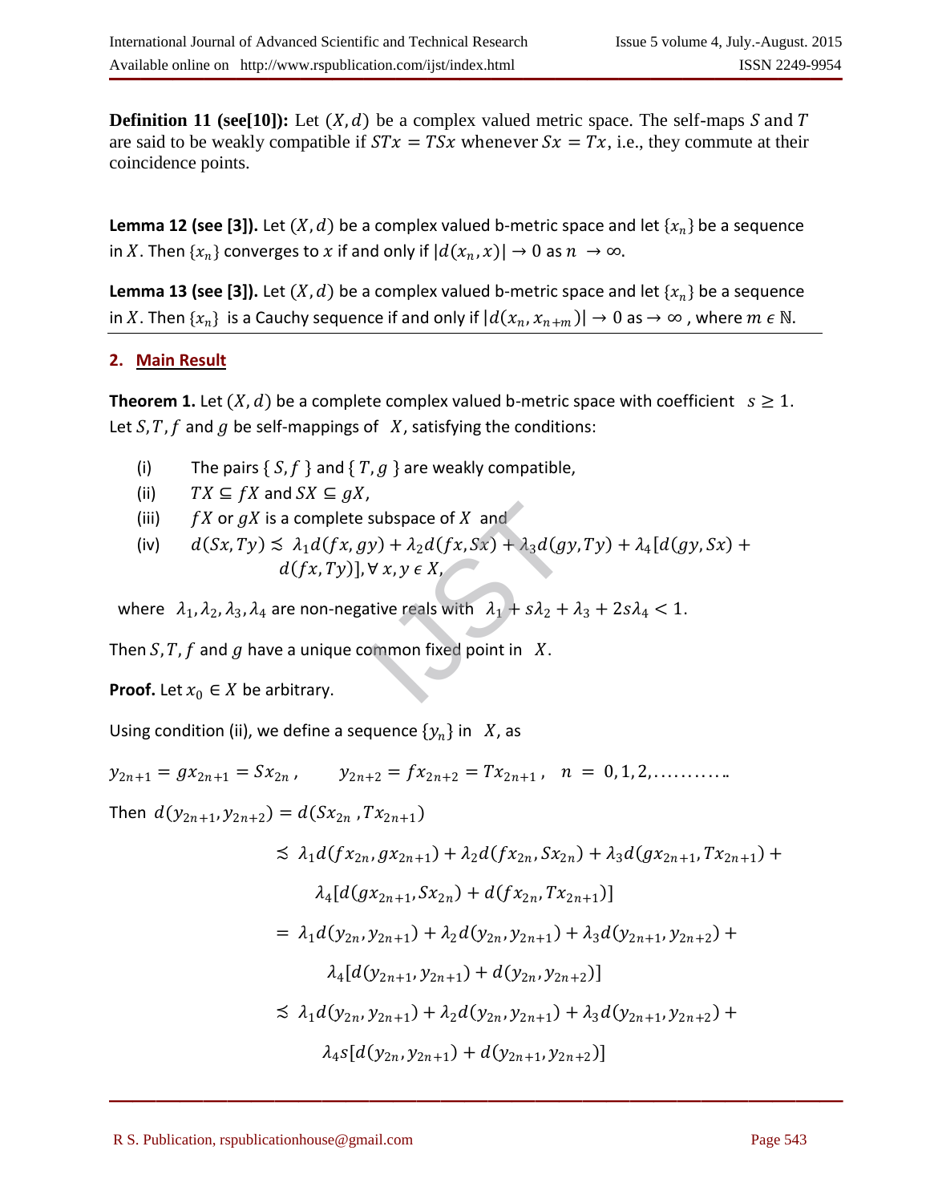**Definition 11 (see[10]):** Let $(X, d)$ be a complex valued metric space. The self-maps $S$ and $T$ are said to be weakly compatible if $STx = TSx$ whenever $Sx = Tx$, i.e., they commute at their coincidence points.

**Lemma 12 (see [3]).** Let $(X, d)$ be a complex valued b-metric space and let $\{x_n\}$ be a sequence in $X$. Then $\{x_n\}$ converges to $x$ if and only if $|d(x_n, x)| \to 0$ as $n \to \infty$.

**Lemma 13 (see [3]).** Let $(X, d)$ be a complex valued b-metric space and let $\{x_n\}$ be a sequence in $X$. Then $\{x_n\}$ is a Cauchy sequence if and only if $|d(x_n, x_{n+m})| \to 0$ as $\to \infty$ , where $m \in \mathbb{N}$.

## 2. Main Result

**Theorem 1.** Let $(X, d)$ be a complete complex valued b-metric space with coefficient $s \geq 1$. Let $S, T, f$ and $g$ be self-mappings of $X$, satisfying the conditions:

(i) The pairs $\{S, f\}$ and $\{T, g\}$ are weakly compatible,

(ii) $TX \subseteq fX$ and $SX \subseteq gX$,

(iii) $fX$ or $gX$ is a complete subspace of $X$ and

(iv) $d(Sx, Ty) \precsim \lambda_1 d(fx, gy) + \lambda_2 d(fx, Sx) + \lambda_3 d(gy, Ty) + \lambda_4[d(gy, Sx) + d(fx, Ty)], \forall\, x, y \in X,$

where $\lambda_1, \lambda_2, \lambda_3, \lambda_4$ are non-negative reals with $\lambda_1 + s\lambda_2 + \lambda_3 + 2s\lambda_4 < 1$.

Then $S, T, f$ and $g$ have a unique common fixed point in $X$.

**Proof.** Let $x_0 \in X$ be arbitrary.

Using condition (ii), we define a sequence $\{y_n\}$ in $X$, as

$$y_{2n+1} = gx_{2n+1} = Sx_{2n}, \qquad y_{2n+2} = fx_{2n+2} = Tx_{2n+1}, \quad n = 0, 1, 2, \ldots\ldots\ldots..$$

Then $d(y_{2n+1}, y_{2n+2}) = d(Sx_{2n}, Tx_{2n+1})$

$$\begin{aligned}
&\precsim \lambda_1 d(fx_{2n}, gx_{2n+1}) + \lambda_2 d(fx_{2n}, Sx_{2n}) + \lambda_3 d(gx_{2n+1}, Tx_{2n+1}) + \\
&\qquad \lambda_4[d(gx_{2n+1}, Sx_{2n}) + d(fx_{2n}, Tx_{2n+1})] \\
&= \lambda_1 d(y_{2n}, y_{2n+1}) + \lambda_2 d(y_{2n}, y_{2n+1}) + \lambda_3 d(y_{2n+1}, y_{2n+2}) + \\
&\qquad \lambda_4[d(y_{2n+1}, y_{2n+1}) + d(y_{2n}, y_{2n+2})] \\
&\precsim \lambda_1 d(y_{2n}, y_{2n+1}) + \lambda_2 d(y_{2n}, y_{2n+1}) + \lambda_3 d(y_{2n+1}, y_{2n+2}) + \\
&\qquad \lambda_4 s[d(y_{2n}, y_{2n+1}) + d(y_{2n+1}, y_{2n+2})]
\end{aligned}$$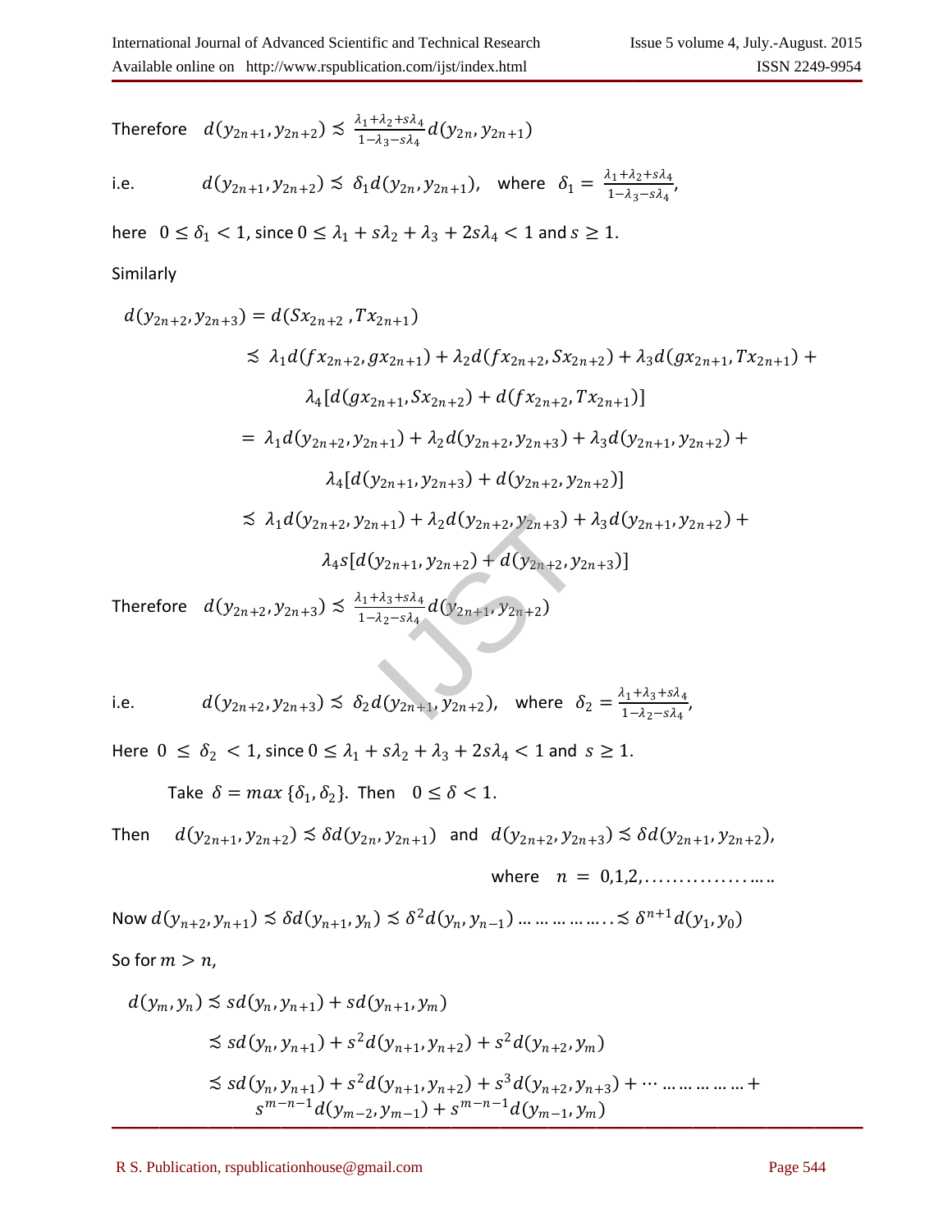Therefore $\quad d(y_{2n+1}, y_{2n+2}) \precsim \frac{\lambda_1+\lambda_2+s\lambda_4}{1-\lambda_3-s\lambda_4} d(y_{2n}, y_{2n+1})$

i.e. $\qquad d(y_{2n+1}, y_{2n+2}) \precsim \delta_1 d(y_{2n}, y_{2n+1})$, $\quad$ where $\delta_1 = \frac{\lambda_1+\lambda_2+s\lambda_4}{1-\lambda_3-s\lambda_4}$,

here $\;0 \le \delta_1 < 1$, since $0 \le \lambda_1 + s\lambda_2 + \lambda_3 + 2s\lambda_4 < 1$ and $s \ge 1$.

Similarly

$$
\begin{aligned}
d(y_{2n+2}, y_{2n+3}) &= d(Sx_{2n+2}, Tx_{2n+1}) \\
&\precsim \lambda_1 d(fx_{2n+2}, gx_{2n+1}) + \lambda_2 d(fx_{2n+2}, Sx_{2n+2}) + \lambda_3 d(gx_{2n+1}, Tx_{2n+1}) + \\
&\qquad \lambda_4[d(gx_{2n+1}, Sx_{2n+2}) + d(fx_{2n+2}, Tx_{2n+1})] \\
&= \lambda_1 d(y_{2n+2}, y_{2n+1}) + \lambda_2 d(y_{2n+2}, y_{2n+3}) + \lambda_3 d(y_{2n+1}, y_{2n+2}) + \\
&\qquad \lambda_4[d(y_{2n+1}, y_{2n+3}) + d(y_{2n+2}, y_{2n+2})] \\
&\precsim \lambda_1 d(y_{2n+2}, y_{2n+1}) + \lambda_2 d(y_{2n+2}, y_{2n+3}) + \lambda_3 d(y_{2n+1}, y_{2n+2}) + \\
&\qquad \lambda_4 s[d(y_{2n+1}, y_{2n+2}) + d(y_{2n+2}, y_{2n+3})]
\end{aligned}
$$

Therefore $\quad d(y_{2n+2}, y_{2n+3}) \precsim \frac{\lambda_1+\lambda_3+s\lambda_4}{1-\lambda_2-s\lambda_4} d(y_{2n+1}, y_{2n+2})$

i.e. $\qquad d(y_{2n+2}, y_{2n+3}) \precsim \delta_2 d(y_{2n+1}, y_{2n+2})$, $\quad$ where $\delta_2 = \frac{\lambda_1+\lambda_3+s\lambda_4}{1-\lambda_2-s\lambda_4}$,

Here $0 \le \delta_2 < 1$, since $0 \le \lambda_1 + s\lambda_2 + \lambda_3 + 2s\lambda_4 < 1$ and $s \ge 1$.

Take $\delta = max\{\delta_1, \delta_2\}$. Then $\quad 0 \le \delta < 1$.

Then $\quad d(y_{2n+1}, y_{2n+2}) \precsim \delta d(y_{2n}, y_{2n+1})$ and $d(y_{2n+2}, y_{2n+3}) \precsim \delta d(y_{2n+1}, y_{2n+2})$,

where $\; n = 0,1,2,\ldots\ldots\ldots$

Now $d(y_{n+2}, y_{n+1}) \precsim \delta d(y_{n+1}, y_n) \precsim \delta^2 d(y_n, y_{n-1}) \ldots\ldots\ldots \precsim \delta^{n+1} d(y_1, y_0)$

So for $m > n$,

$$
\begin{aligned}
d(y_m, y_n) &\precsim s d(y_n, y_{n+1}) + s d(y_{n+1}, y_m) \\
&\precsim s d(y_n, y_{n+1}) + s^2 d(y_{n+1}, y_{n+2}) + s^2 d(y_{n+2}, y_m) \\
&\precsim s d(y_n, y_{n+1}) + s^2 d(y_{n+1}, y_{n+2}) + s^3 d(y_{n+2}, y_{n+3}) + \cdots\ldots\ldots + \\
&\qquad s^{m-n-1} d(y_{m-2}, y_{m-1}) + s^{m-n-1} d(y_{m-1}, y_m)
\end{aligned}
$$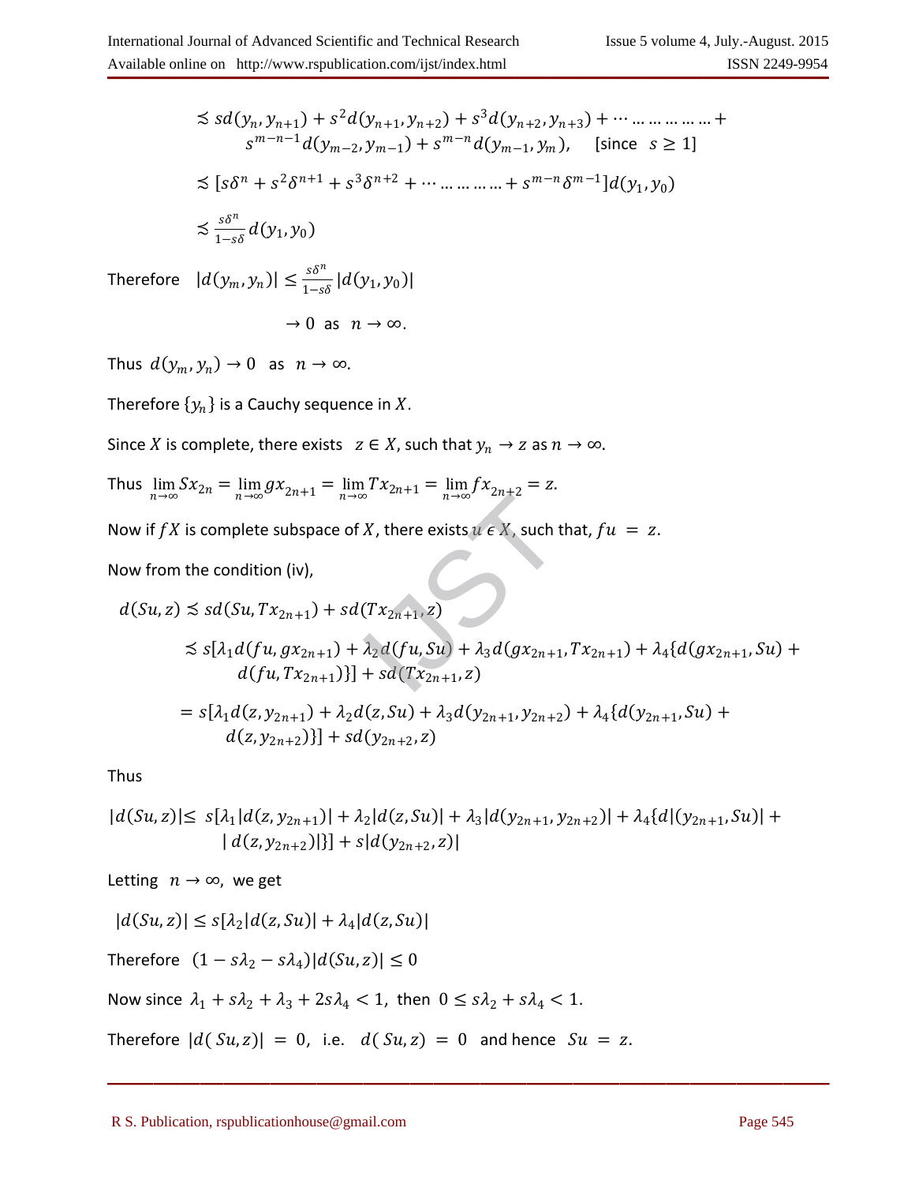$$\precsim sd(y_n, y_{n+1}) + s^2 d(y_{n+1}, y_{n+2}) + s^3 d(y_{n+2}, y_{n+3}) + \cdots \ldots \ldots \ldots \ldots \ldots + s^{m-n-1} d(y_{m-2}, y_{m-1}) + s^{m-n} d(y_{m-1}, y_m), \quad [\text{since } \ s \geq 1]$$

$$\precsim [s\delta^n + s^2\delta^{n+1} + s^3\delta^{n+2} + \cdots \ldots \ldots \ldots \ldots + s^{m-n}\delta^{m-1}] d(y_1, y_0)$$

$$\precsim \frac{s\delta^n}{1 - s\delta} d(y_1, y_0)$$

Therefore $\quad |d(y_m, y_n)| \leq \frac{s\delta^n}{1-s\delta} |d(y_1, y_0)|$

$$\to 0 \text{ as } n \to \infty.$$

Thus $d(y_m, y_n) \to 0$ as $n \to \infty$.

Therefore $\{y_n\}$ is a Cauchy sequence in $X$.

Since $X$ is complete, there exists $z \in X$, such that $y_n \to z$ as $n \to \infty$.

Thus $\lim_{n\to\infty} Sx_{2n} = \lim_{n\to\infty} gx_{2n+1} = \lim_{n\to\infty} Tx_{2n+1} = \lim_{n\to\infty} fx_{2n+2} = z$.

Now if $fX$ is complete subspace of $X$, there exists $u \epsilon X$, such that, $fu = z$.

Now from the condition (iv),

$$d(Su, z) \precsim sd(Su, Tx_{2n+1}) + sd(Tx_{2n+1}, z)$$

$$\precsim s[\lambda_1 d(fu, gx_{2n+1}) + \lambda_2 d(fu, Su) + \lambda_3 d(gx_{2n+1}, Tx_{2n+1}) + \lambda_4\{d(gx_{2n+1}, Su) + d(fu, Tx_{2n+1})\}] + sd(Tx_{2n+1}, z)$$

$$= s[\lambda_1 d(z, y_{2n+1}) + \lambda_2 d(z, Su) + \lambda_3 d(y_{2n+1}, y_{2n+2}) + \lambda_4\{d(y_{2n+1}, Su) + d(z, y_{2n+2})\}] + sd(y_{2n+2}, z)$$

Thus

$$|d(Su, z)| \leq s[\lambda_1 |d(z, y_{2n+1})| + \lambda_2 |d(z, Su)| + \lambda_3 |d(y_{2n+1}, y_{2n+2})| + \lambda_4\{d|(y_{2n+1}, Su)| + |d(z, y_{2n+2})|\}] + s|d(y_{2n+2}, z)|$$

Letting $n \to \infty$, we get

$$|d(Su, z)| \leq s[\lambda_2 |d(z, Su)| + \lambda_4 |d(z, Su)|$$

Therefore $\quad (1 - s\lambda_2 - s\lambda_4)|d(Su, z)| \leq 0$

Now since $\lambda_1 + s\lambda_2 + \lambda_3 + 2s\lambda_4 < 1$, then $0 \leq s\lambda_2 + s\lambda_4 < 1$.

Therefore $|d(Su, z)| = 0$, i.e. $d(Su, z) = 0$ and hence $Su = z$.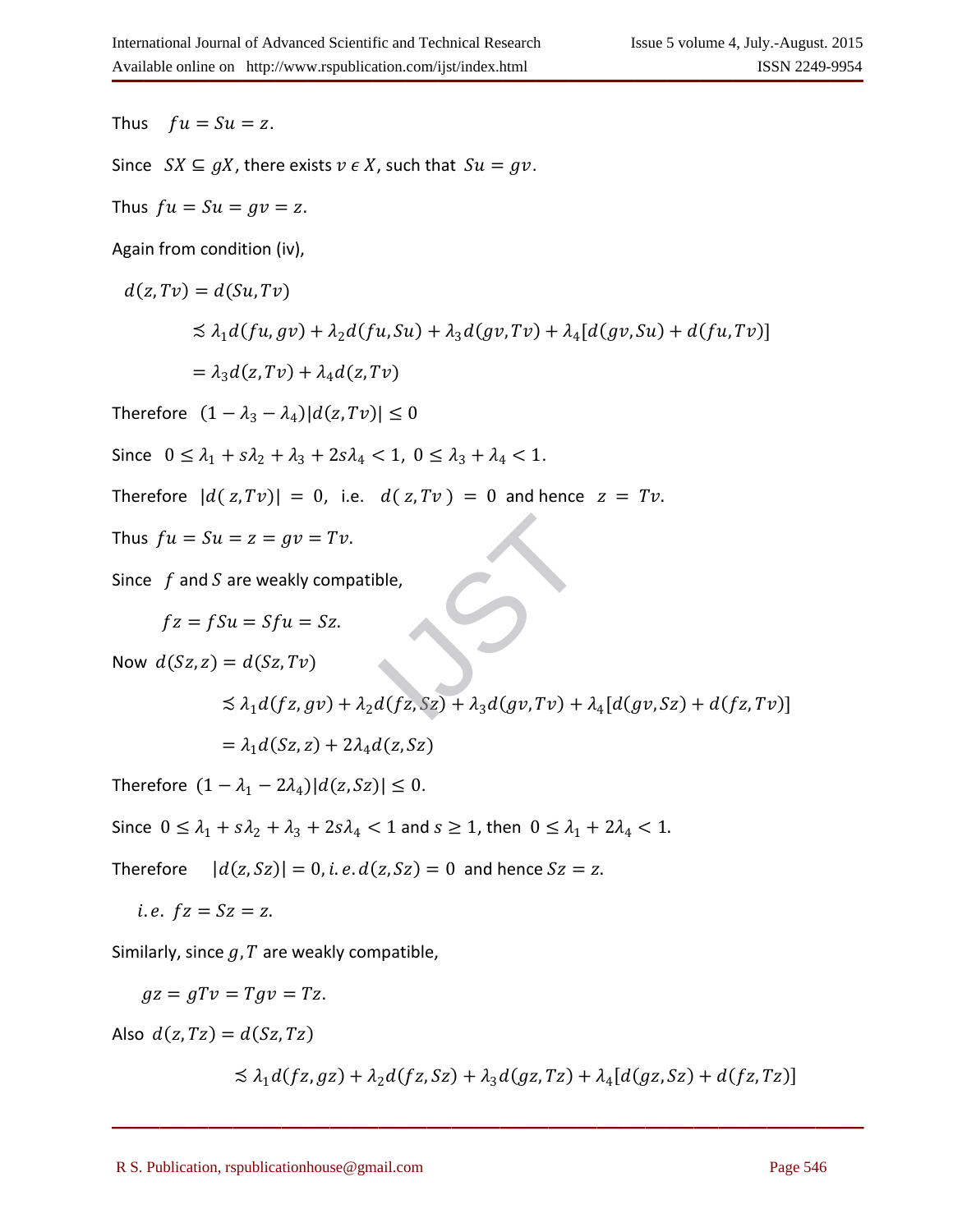Thus $fu = Su = z$.

Since $SX \subseteq gX$, there exists $v \in X$, such that $Su = gv$.

Thus $fu = Su = gv = z$.

Again from condition (iv),

$$
\begin{aligned}
d(z, Tv) &= d(Su, Tv) \\
&\precsim \lambda_1 d(fu, gv) + \lambda_2 d(fu, Su) + \lambda_3 d(gv, Tv) + \lambda_4 [d(gv, Su) + d(fu, Tv)] \\
&= \lambda_3 d(z, Tv) + \lambda_4 d(z, Tv)
\end{aligned}
$$

Therefore $(1 - \lambda_3 - \lambda_4)|d(z, Tv)| \leq 0$

Since $0 \leq \lambda_1 + s\lambda_2 + \lambda_3 + 2s\lambda_4 < 1$, $0 \leq \lambda_3 + \lambda_4 < 1$.

Therefore $|d(z, Tv)| = 0$, i.e. $d(z, Tv) = 0$ and hence $z = Tv$.

Thus $fu = Su = z = gv = Tv$.

Since $f$ and $S$ are weakly compatible,

$$fz = fSu = Sfu = Sz.$$

Now $d(Sz, z) = d(Sz, Tv)$

$$
\begin{aligned}
&\precsim \lambda_1 d(fz, gv) + \lambda_2 d(fz, Sz) + \lambda_3 d(gv, Tv) + \lambda_4 [d(gv, Sz) + d(fz, Tv)] \\
&= \lambda_1 d(Sz, z) + 2\lambda_4 d(z, Sz)
\end{aligned}
$$

Therefore $(1 - \lambda_1 - 2\lambda_4)|d(z, Sz)| \leq 0$.

Since $0 \leq \lambda_1 + s\lambda_2 + \lambda_3 + 2s\lambda_4 < 1$ and $s \geq 1$, then $0 \leq \lambda_1 + 2\lambda_4 < 1$.

Therefore $|d(z, Sz)| = 0$, i.e. $d(z, Sz) = 0$ and hence $Sz = z$.

i.e. $fz = Sz = z$.

Similarly, since $g, T$ are weakly compatible,

$$gz = gTv = Tgv = Tz.$$

Also $d(z, Tz) = d(Sz, Tz)$

$$\precsim \lambda_1 d(fz, gz) + \lambda_2 d(fz, Sz) + \lambda_3 d(gz, Tz) + \lambda_4 [d(gz, Sz) + d(fz, Tz)]$$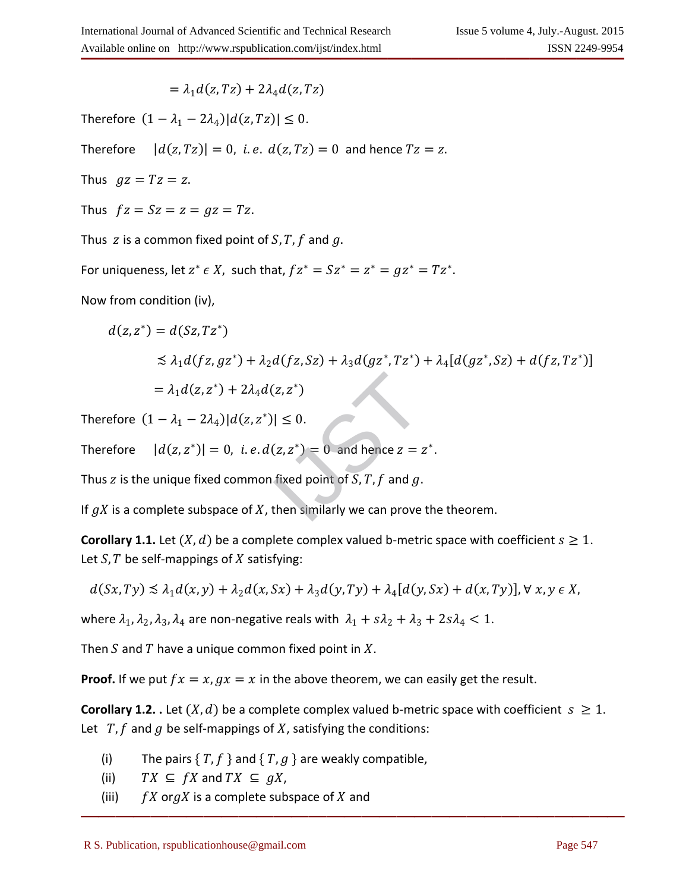$$= \lambda_1 d(z, Tz) + 2\lambda_4 d(z, Tz)$$

Therefore $(1 - \lambda_1 - 2\lambda_4)|d(z, Tz)| \leq 0$.

Therefore $|d(z, Tz)| = 0,\ i.e.\ d(z, Tz) = 0$ and hence $Tz = z$.

Thus $gz = Tz = z$.

Thus $fz = Sz = z = gz = Tz$.

Thus $z$ is a common fixed point of $S, T, f$ and $g$.

For uniqueness, let $z^* \epsilon X$, such that, $fz^* = Sz^* = z^* = gz^* = Tz^*$.

Now from condition (iv),

$$d(z, z^*) = d(Sz, Tz^*)$$

$$\precsim \lambda_1 d(fz, gz^*) + \lambda_2 d(fz, Sz) + \lambda_3 d(gz^*, Tz^*) + \lambda_4 [d(gz^*, Sz) + d(fz, Tz^*)]$$

$$= \lambda_1 d(z, z^*) + 2\lambda_4 d(z, z^*)$$

Therefore $(1 - \lambda_1 - 2\lambda_4)|d(z, z^*)| \leq 0$.

Therefore $|d(z, z^*)| = 0,\ i.e. d(z, z^*) = 0$ and hence $z = z^*$.

Thus $z$ is the unique fixed common fixed point of $S, T, f$ and $g$.

If $gX$ is a complete subspace of $X$, then similarly we can prove the theorem.

**Corollary 1.1.** Let $(X, d)$ be a complete complex valued b-metric space with coefficient $s \geq 1$. Let $S, T$ be self-mappings of $X$ satisfying:

$$d(Sx, Ty) \precsim \lambda_1 d(x, y) + \lambda_2 d(x, Sx) + \lambda_3 d(y, Ty) + \lambda_4 [d(y, Sx) + d(x, Ty)], \forall\ x, y \ \epsilon\ X,$$

where $\lambda_1, \lambda_2, \lambda_3, \lambda_4$ are non-negative reals with $\lambda_1 + s\lambda_2 + \lambda_3 + 2s\lambda_4 < 1$.

Then $S$ and $T$ have a unique common fixed point in $X$.

**Proof.** If we put $fx = x, gx = x$ in the above theorem, we can easily get the result.

**Corollary 1.2. .** Let $(X, d)$ be a complete complex valued b-metric space with coefficient $s \geq 1$. Let $T, f$ and $g$ be self-mappings of $X$, satisfying the conditions:

(i) The pairs $\{T, f\}$ and $\{T, g\}$ are weakly compatible,

(ii) $TX \subseteq fX$ and $TX \subseteq gX$,

(iii) $fX$ or $gX$ is a complete subspace of $X$ and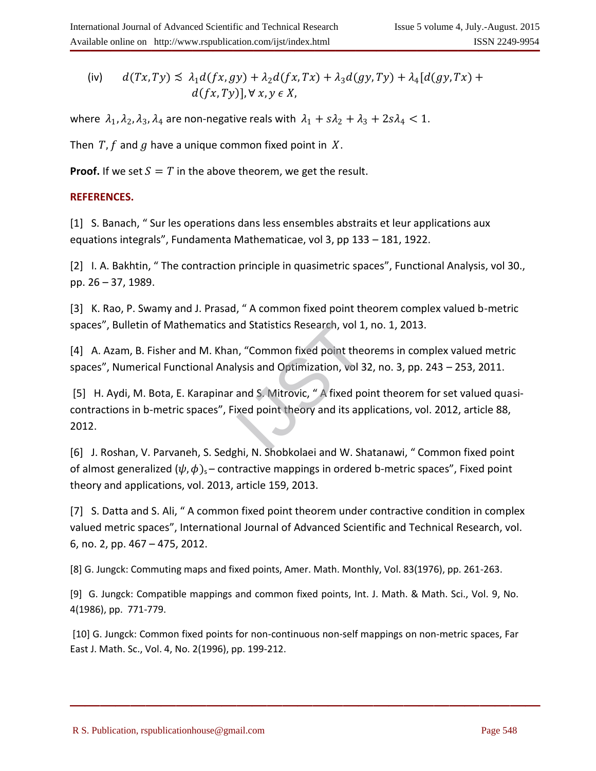(iv) $d(Tx, Ty) \precsim \lambda_1 d(fx, gy) + \lambda_2 d(fx, Tx) + \lambda_3 d(gy, Ty) + \lambda_4 [d(gy, Tx) + d(fx, Ty)], \forall\, x, y \in X,$

where $\lambda_1, \lambda_2, \lambda_3, \lambda_4$ are non-negative reals with $\lambda_1 + s\lambda_2 + \lambda_3 + 2s\lambda_4 < 1$.

Then $T, f$ and $g$ have a unique common fixed point in $X$.

**Proof.** If we set $S = T$ in the above theorem, we get the result.

## REFERENCES.

[1] S. Banach, " Sur les operations dans less ensembles abstraits et leur applications aux equations integrals", Fundamenta Mathematicae, vol 3, pp 133 – 181, 1922.

[2] I. A. Bakhtin, " The contraction principle in quasimetric spaces", Functional Analysis, vol 30., pp. 26 – 37, 1989.

[3] K. Rao, P. Swamy and J. Prasad, " A common fixed point theorem complex valued b-metric spaces", Bulletin of Mathematics and Statistics Research, vol 1, no. 1, 2013.

[4] A. Azam, B. Fisher and M. Khan, "Common fixed point theorems in complex valued metric spaces", Numerical Functional Analysis and Optimization, vol 32, no. 3, pp. 243 – 253, 2011.

[5] H. Aydi, M. Bota, E. Karapinar and S. Mitrovic, " A fixed point theorem for set valued quasi-contractions in b-metric spaces", Fixed point theory and its applications, vol. 2012, article 88, 2012.

[6] J. Roshan, V. Parvaneh, S. Sedghi, N. Shobkolaei and W. Shatanawi, " Common fixed point of almost generalized $(\psi, \phi)_s$ – contractive mappings in ordered b-metric spaces", Fixed point theory and applications, vol. 2013, article 159, 2013.

[7] S. Datta and S. Ali, " A common fixed point theorem under contractive condition in complex valued metric spaces", International Journal of Advanced Scientific and Technical Research, vol. 6, no. 2, pp. 467 – 475, 2012.

[8] G. Jungck: Commuting maps and fixed points, Amer. Math. Monthly, Vol. 83(1976), pp. 261-263.

[9] G. Jungck: Compatible mappings and common fixed points, Int. J. Math. & Math. Sci., Vol. 9, No. 4(1986), pp. 771-779.

[10] G. Jungck: Common fixed points for non-continuous non-self mappings on non-metric spaces, Far East J. Math. Sc., Vol. 4, No. 2(1996), pp. 199-212.